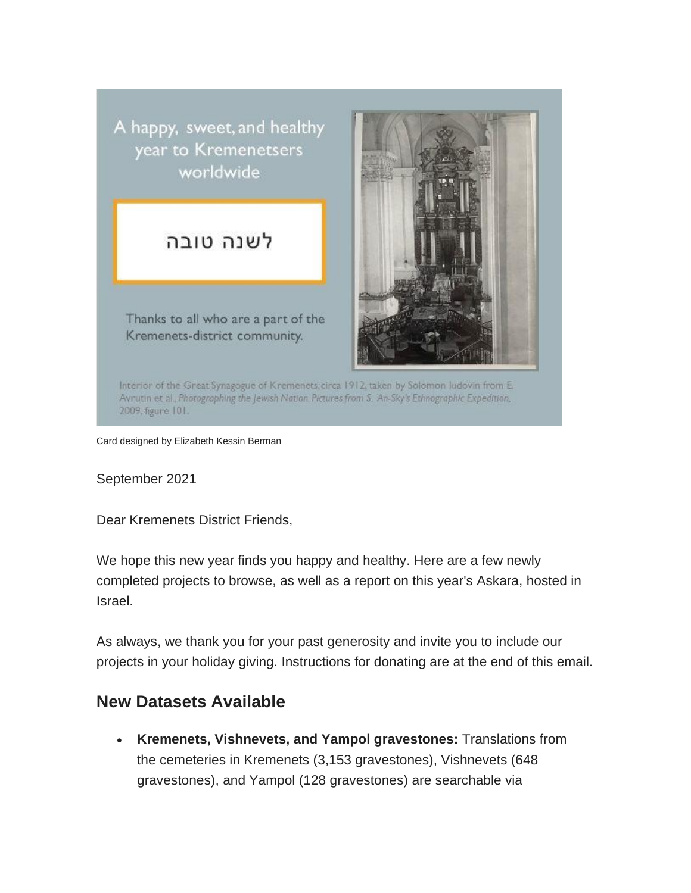A happy, sweet, and healthy year to Kremenetsers worldwide

לשנה טובה

Thanks to all who are a part of the Kremenets-district community.

Interior of the Great Synagogue of Kremenets, circa 1912, taken by Solomon Iudovin from E. Avrutin et al., *Photographing the Jewish Nation. Pictures from S. An-Sky's Ethnographic Expedition*, 2009, figure 101.

Card designed by Elizabeth Kessin Berman

September 2021

Dear Kremenets District Friends,

We hope this new year finds you happy and healthy. Here are a few newly completed projects to browse, as well as a report on this year's Askara, hosted in Israel.

As always, we thank you for your past generosity and invite you to include our projects in your holiday giving. Instructions for donating are at the end of this email.

## New Datasets Available

- **Kremenets, Vishnevets, and Yampol gravestones:** Translations from the cemeteries in Kremenets (3,153 gravestones), Vishnevets (648 gravestones), and Yampol (128 gravestones) are searchable via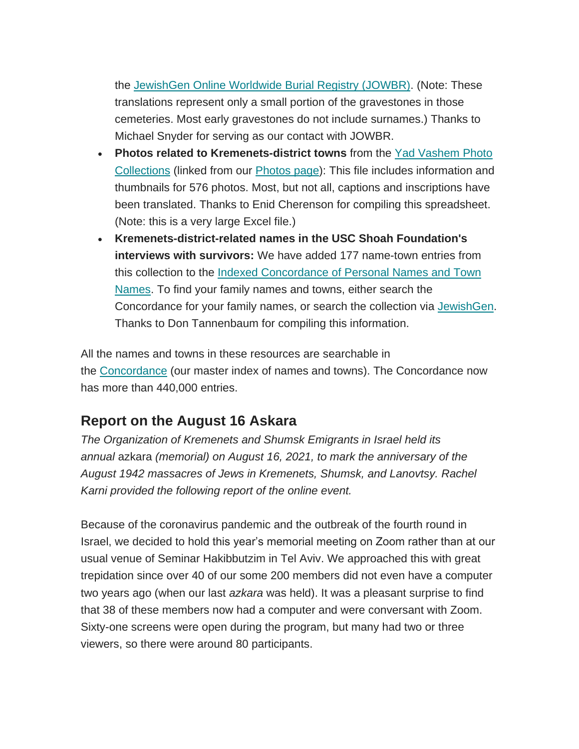the [JewishGen Online Worldwide Burial Registry (JOWBR)](). (Note: These translations represent only a small portion of the gravestones in those cemeteries. Most early gravestones do not include surnames.) Thanks to Michael Snyder for serving as our contact with JOWBR.

- **Photos related to Kremenets-district towns** from the Yad Vashem Photo Collections (linked from our Photos page): This file includes information and thumbnails for 576 photos. Most, but not all, captions and inscriptions have been translated. Thanks to Enid Cherenson for compiling this spreadsheet. (Note: this is a very large Excel file.)
- **Kremenets-district-related names in the USC Shoah Foundation's interviews with survivors:** We have added 177 name-town entries from this collection to the Indexed Concordance of Personal Names and Town Names. To find your family names and towns, either search the Concordance for your family names, or search the collection via JewishGen. Thanks to Don Tannenbaum for compiling this information.

All the names and towns in these resources are searchable in the Concordance (our master index of names and towns). The Concordance now has more than 440,000 entries.

## Report on the August 16 Askara

*The Organization of Kremenets and Shumsk Emigrants in Israel held its annual* azkara *(memorial) on August 16, 2021, to mark the anniversary of the August 1942 massacres of Jews in Kremenets, Shumsk, and Lanovtsy. Rachel Karni provided the following report of the online event.*

Because of the coronavirus pandemic and the outbreak of the fourth round in Israel, we decided to hold this year's memorial meeting on Zoom rather than at our usual venue of Seminar Hakibbutzim in Tel Aviv. We approached this with great trepidation since over 40 of our some 200 members did not even have a computer two years ago (when our last *azkara* was held). It was a pleasant surprise to find that 38 of these members now had a computer and were conversant with Zoom. Sixty-one screens were open during the program, but many had two or three viewers, so there were around 80 participants.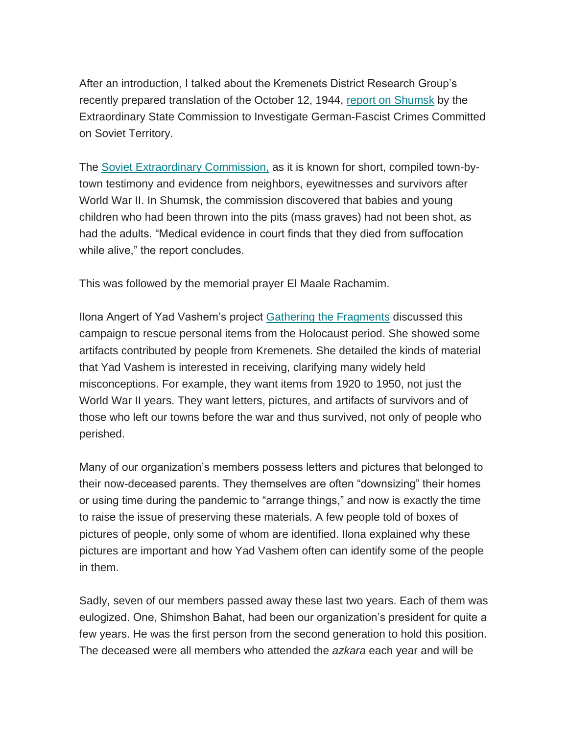After an introduction, I talked about the Kremenets District Research Group's recently prepared translation of the October 12, 1944, [report on Shumsk](#) by the Extraordinary State Commission to Investigate German-Fascist Crimes Committed on Soviet Territory.

The [Soviet Extraordinary Commission,](#) as it is known for short, compiled town-by-town testimony and evidence from neighbors, eyewitnesses and survivors after World War II. In Shumsk, the commission discovered that babies and young children who had been thrown into the pits (mass graves) had not been shot, as had the adults. "Medical evidence in court finds that they died from suffocation while alive," the report concludes.

This was followed by the memorial prayer El Maale Rachamim.

Ilona Angert of Yad Vashem's project [Gathering the Fragments](#) discussed this campaign to rescue personal items from the Holocaust period. She showed some artifacts contributed by people from Kremenets. She detailed the kinds of material that Yad Vashem is interested in receiving, clarifying many widely held misconceptions. For example, they want items from 1920 to 1950, not just the World War II years. They want letters, pictures, and artifacts of survivors and of those who left our towns before the war and thus survived, not only of people who perished.

Many of our organization's members possess letters and pictures that belonged to their now-deceased parents. They themselves are often "downsizing" their homes or using time during the pandemic to "arrange things," and now is exactly the time to raise the issue of preserving these materials. A few people told of boxes of pictures of people, only some of whom are identified. Ilona explained why these pictures are important and how Yad Vashem often can identify some of the people in them.

Sadly, seven of our members passed away these last two years. Each of them was eulogized. One, Shimshon Bahat, had been our organization's president for quite a few years. He was the first person from the second generation to hold this position. The deceased were all members who attended the *azkara* each year and will be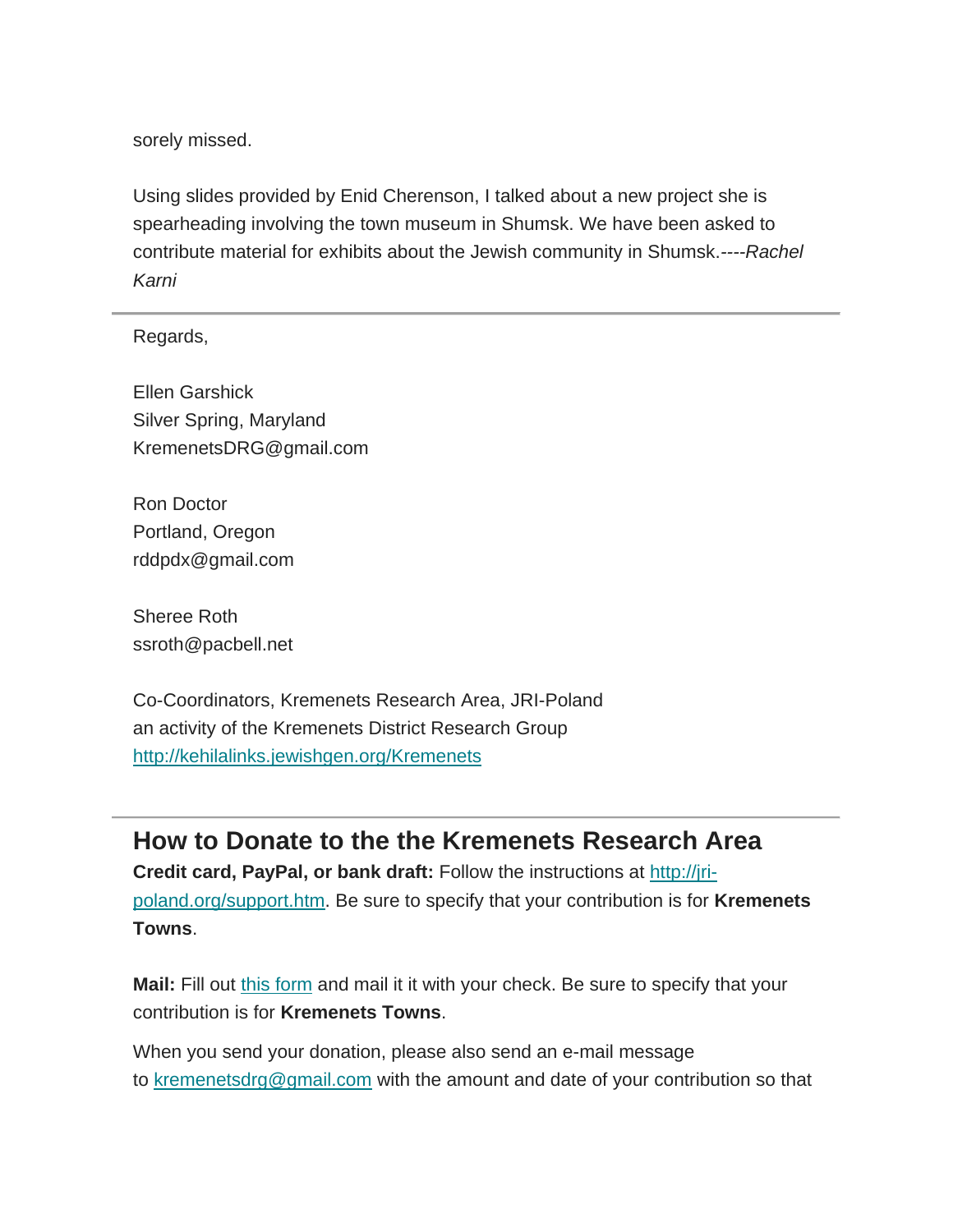sorely missed.

Using slides provided by Enid Cherenson, I talked about a new project she is spearheading involving the town museum in Shumsk. We have been asked to contribute material for exhibits about the Jewish community in Shumsk.----*Rachel Karni*

---

Regards,

Ellen Garshick
Silver Spring, Maryland
KremenetsDRG@gmail.com

Ron Doctor
Portland, Oregon
rddpdx@gmail.com

Sheree Roth
ssroth@pacbell.net

Co-Coordinators, Kremenets Research Area, JRI-Poland
an activity of the Kremenets District Research Group
[http://kehilalinks.jewishgen.org/Kremenets](http://kehilalinks.jewishgen.org/Kremenets)

---

## How to Donate to the the Kremenets Research Area

**Credit card, PayPal, or bank draft:** Follow the instructions at [http://jri-poland.org/support.htm](http://jri-poland.org/support.htm). Be sure to specify that your contribution is for **Kremenets Towns**.

**Mail:** Fill out this form and mail it it with your check. Be sure to specify that your contribution is for **Kremenets Towns**.

When you send your donation, please also send an e-mail message to kremenetsdrg@gmail.com with the amount and date of your contribution so that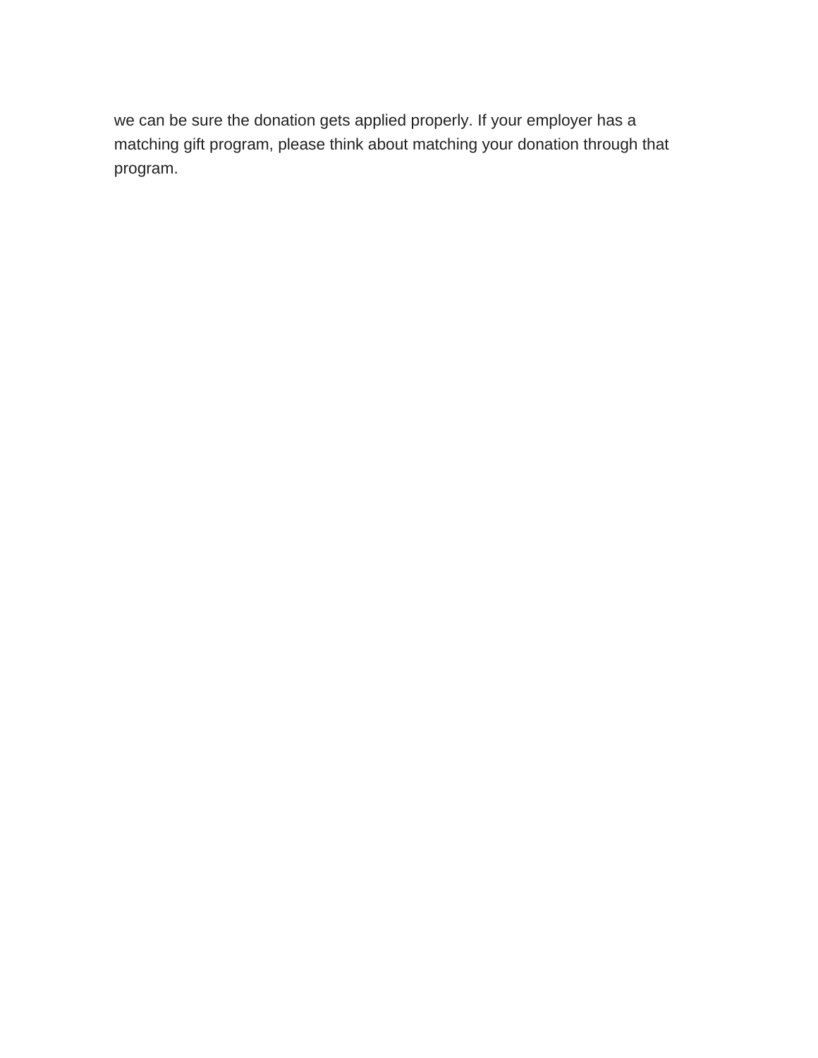we can be sure the donation gets applied properly. If your employer has a matching gift program, please think about matching your donation through that program.